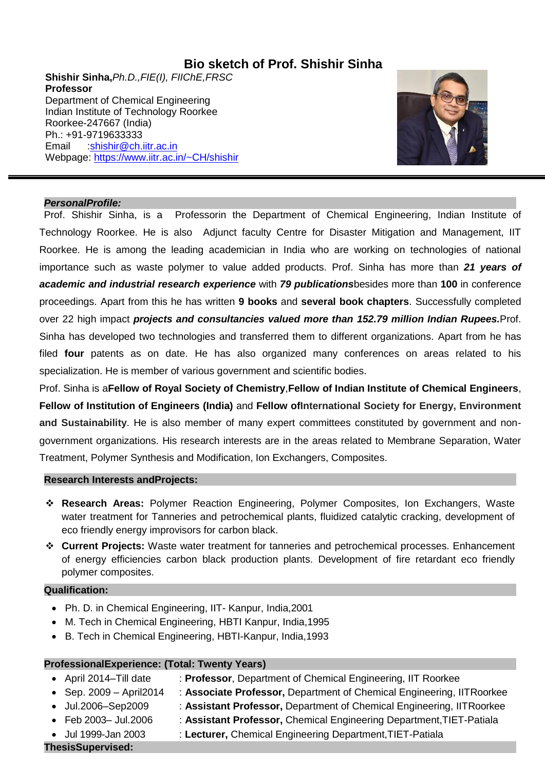# Bio sketch of Prof. Shishir Sinha

**Shishir Sinha,***Ph.D.,FIE(I), FIIChE,FRSC*
**Professor**
Department of Chemical Engineering
Indian Institute of Technology Roorkee
Roorkee-247667 (India)
Ph.: +91-9719633333
Email :shishir@ch.iitr.ac.in
Webpage: https://www.iitr.ac.in/~CH/shishir

## *PersonalProfile:*

Prof. Shishir Sinha, is a Professorin the Department of Chemical Engineering, Indian Institute of Technology Roorkee. He is also Adjunct faculty Centre for Disaster Mitigation and Management, IIT Roorkee. He is among the leading academician in India who are working on technologies of national importance such as waste polymer to value added products. Prof. Sinha has more than ***21 years of academic and industrial research experience*** with ***79 publications***besides more than **100** in conference proceedings. Apart from this he has written **9 books** and **several book chapters**. Successfully completed over 22 high impact ***projects and consultancies valued more than 152.79 million Indian Rupees.***Prof. Sinha has developed two technologies and transferred them to different organizations. Apart from he has filed **four** patents as on date. He has also organized many conferences on areas related to his specialization. He is member of various government and scientific bodies.

Prof. Sinha is a**Fellow of Royal Society of Chemistry**,**Fellow of Indian Institute of Chemical Engineers**, **Fellow of Institution of Engineers (India)** and **Fellow ofInternational Society for Energy, Environment and Sustainability**. He is also member of many expert committees constituted by government and non-government organizations. His research interests are in the areas related to Membrane Separation, Water Treatment, Polymer Synthesis and Modification, Ion Exchangers, Composites.

## Research Interests andProjects:

- **Research Areas:** Polymer Reaction Engineering, Polymer Composites, Ion Exchangers, Waste water treatment for Tanneries and petrochemical plants, fluidized catalytic cracking, development of eco friendly energy improvisors for carbon black.
- **Current Projects:** Waste water treatment for tanneries and petrochemical processes. Enhancement of energy efficiencies carbon black production plants. Development of fire retardant eco friendly polymer composites.

## Qualification:

- Ph. D. in Chemical Engineering, IIT- Kanpur, India,2001
- M. Tech in Chemical Engineering, HBTI Kanpur, India,1995
- B. Tech in Chemical Engineering, HBTI-Kanpur, India,1993

## ProfessionalExperience: (Total: Twenty Years)

- April 2014–Till date : **Professor**, Department of Chemical Engineering, IIT Roorkee
- Sep. 2009 – April2014 : **Associate Professor,** Department of Chemical Engineering, IITRoorkee
- Jul.2006–Sep2009 : **Assistant Professor,** Department of Chemical Engineering, IITRoorkee
- Feb 2003– Jul.2006 : **Assistant Professor,** Chemical Engineering Department,TIET-Patiala
- Jul 1999-Jan 2003 : **Lecturer,** Chemical Engineering Department,TIET-Patiala

## ThesisSupervised: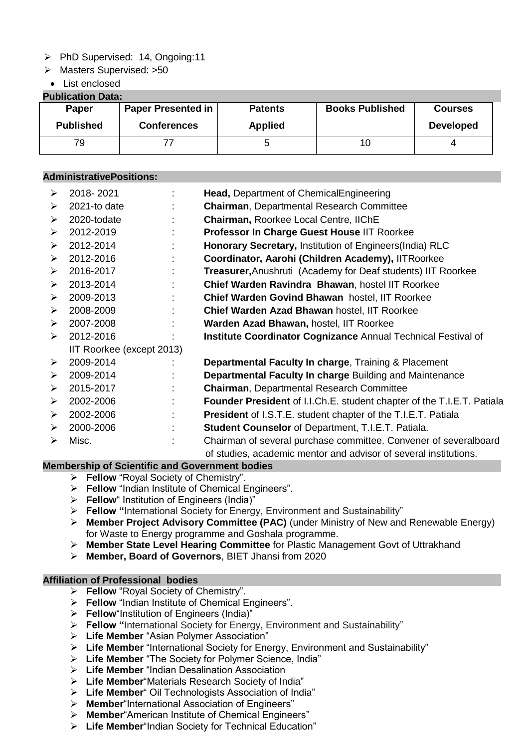- PhD Supervised: 14, Ongoing:11
- Masters Supervised: >50
  - List enclosed

**Publication Data:**

| Paper Published | Paper Presented in Conferences | Patents Applied | Books Published | Courses Developed |
|---|---|---|---|---|
| 79 | 77 | 5 | 10 | 4 |

**AdministrativePositions:**

- 2018- 2021 : **Head,** Department of ChemicalEngineering
- 2021-to date : **Chairman**, Departmental Research Committee
- 2020-todate : **Chairman,** Roorkee Local Centre, IIChE
- 2012-2019 : **Professor In Charge Guest House** IIT Roorkee
- 2012-2014 : **Honorary Secretary,** Institution of Engineers(India) RLC
- 2012-2016 : **Coordinator, Aarohi (Children Academy),** IITRoorkee
- 2016-2017 : **Treasurer,**Anushruti (Academy for Deaf students) IIT Roorkee
- 2013-2014 : **Chief Warden Ravindra Bhawan**, hostel IIT Roorkee
- 2009-2013 : **Chief Warden Govind Bhawan** hostel, IIT Roorkee
- 2008-2009 : **Chief Warden Azad Bhawan** hostel, IIT Roorkee
- 2007-2008 : **Warden Azad Bhawan,** hostel, IIT Roorkee
- 2012-2016 IIT Roorkee (except 2013) : **Institute Coordinator Cognizance** Annual Technical Festival of
- 2009-2014 : **Departmental Faculty In charge**, Training & Placement
- 2009-2014 : **Departmental Faculty In charge** Building and Maintenance
- 2015-2017 : **Chairman**, Departmental Research Committee
- 2002-2006 : **Founder President** of I.I.Ch.E. student chapter of the T.I.E.T. Patiala
- 2002-2006 : **President** of I.S.T.E. student chapter of the T.I.E.T. Patiala
- 2000-2006 : **Student Counselor** of Department, T.I.E.T. Patiala.
- Misc. : Chairman of several purchase committee. Convener of severalboard of studies, academic mentor and advisor of several institutions.

**Membership of Scientific and Government bodies**

- **Fellow** "Royal Society of Chemistry".
- **Fellow** "Indian Institute of Chemical Engineers".
- **Fellow**" Institution of Engineers (India)"
- **Fellow "**International Society for Energy, Environment and Sustainability"
- **Member Project Advisory Committee (PAC)** (under Ministry of New and Renewable Energy) for Waste to Energy programme and Goshala programme.
- **Member State Level Hearing Committee** for Plastic Management Govt of Uttrakhand
- **Member, Board of Governors**, BIET Jhansi from 2020

**Affiliation of Professional bodies**

- **Fellow** "Royal Society of Chemistry".
- **Fellow** "Indian Institute of Chemical Engineers".
- **Fellow**"Institution of Engineers (India)"
- **Fellow "**International Society for Energy, Environment and Sustainability"
- **Life Member** "Asian Polymer Association"
- **Life Member** "International Society for Energy, Environment and Sustainability"
- **Life Member** "The Society for Polymer Science, India"
- **Life Member** "Indian Desalination Association
- **Life Member**"Materials Research Society of India"
- **Life Member**" Oil Technologists Association of India"
- **Member**"International Association of Engineers"
- **Member**"American Institute of Chemical Engineers"
- **Life Member**"Indian Society for Technical Education"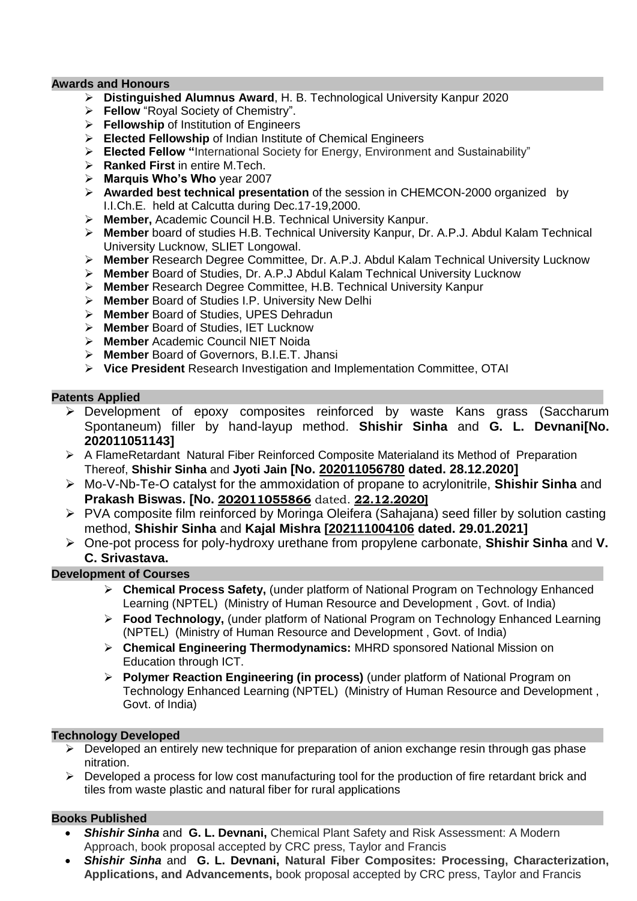## Awards and Honours

- **Distinguished Alumnus Award**, H. B. Technological University Kanpur 2020
- **Fellow** "Royal Society of Chemistry".
- **Fellowship** of Institution of Engineers
- **Elected Fellowship** of Indian Institute of Chemical Engineers
- **Elected Fellow "**International Society for Energy, Environment and Sustainability"
- **Ranked First** in entire M.Tech.
- **Marquis Who's Who** year 2007
- **Awarded best technical presentation** of the session in CHEMCON-2000 organized by I.I.Ch.E. held at Calcutta during Dec.17-19,2000.
- **Member,** Academic Council H.B. Technical University Kanpur.
- **Member** board of studies H.B. Technical University Kanpur, Dr. A.P.J. Abdul Kalam Technical University Lucknow, SLIET Longowal.
- **Member** Research Degree Committee, Dr. A.P.J. Abdul Kalam Technical University Lucknow
- **Member** Board of Studies, Dr. A.P.J Abdul Kalam Technical University Lucknow
- **Member** Research Degree Committee, H.B. Technical University Kanpur
- **Member** Board of Studies I.P. University New Delhi
- **Member** Board of Studies, UPES Dehradun
- **Member** Board of Studies, IET Lucknow
- **Member** Academic Council NIET Noida
- **Member** Board of Governors, B.I.E.T. Jhansi
- **Vice President** Research Investigation and Implementation Committee, OTAI

## Patents Applied

- Development of epoxy composites reinforced by waste Kans grass (Saccharum Spontaneum) filler by hand-layup method. **Shishir Sinha** and **G. L. Devnani[No. 202011051143]**
- A FlameRetardant Natural Fiber Reinforced Composite Materialand its Method of Preparation Thereof, **Shishir Sinha** and **Jyoti Jain [No. 202011056780 dated. 28.12.2020]**
- Mo-V-Nb-Te-O catalyst for the ammoxidation of propane to acrylonitrile, **Shishir Sinha** and **Prakash Biswas. [No. 202011055866** dated. **22.12.2020]**
- PVA composite film reinforced by Moringa Oleifera (Sahajana) seed filler by solution casting method, **Shishir Sinha** and **Kajal Mishra [202111004106 dated. 29.01.2021]**
- One-pot process for poly-hydroxy urethane from propylene carbonate, **Shishir Sinha** and **V. C. Srivastava.**

## Development of Courses

- **Chemical Process Safety,** (under platform of National Program on Technology Enhanced Learning (NPTEL) (Ministry of Human Resource and Development , Govt. of India)
- **Food Technology,** (under platform of National Program on Technology Enhanced Learning (NPTEL) (Ministry of Human Resource and Development , Govt. of India)
- **Chemical Engineering Thermodynamics:** MHRD sponsored National Mission on Education through ICT.
- **Polymer Reaction Engineering (in process)** (under platform of National Program on Technology Enhanced Learning (NPTEL) (Ministry of Human Resource and Development , Govt. of India)

## Technology Developed

- Developed an entirely new technique for preparation of anion exchange resin through gas phase nitration.
- Developed a process for low cost manufacturing tool for the production of fire retardant brick and tiles from waste plastic and natural fiber for rural applications

## Books Published

- ***Shishir Sinha*** and **G. L. Devnani,** Chemical Plant Safety and Risk Assessment: A Modern Approach, book proposal accepted by CRC press, Taylor and Francis
- ***Shishir Sinha*** and **G. L. Devnani, Natural Fiber Composites: Processing, Characterization, Applications, and Advancements,** book proposal accepted by CRC press, Taylor and Francis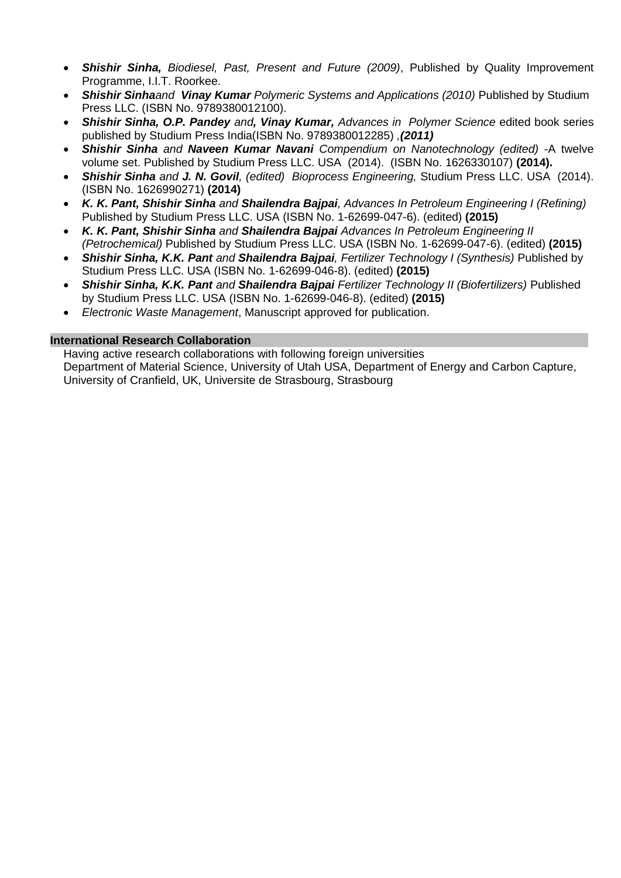- ***Shishir Sinha,*** *Biodiesel, Past, Present and Future (2009)*, Published by Quality Improvement Programme, I.I.T. Roorkee.
- ***Shishir Sinha****and* ***Vinay Kumar*** *Polymeric Systems and Applications (2010)* Published by Studium Press LLC. (ISBN No. 9789380012100).
- ***Shishir Sinha, O.P. Pandey*** *and****, Vinay Kumar,*** *Advances in Polymer Science* edited book series published by Studium Press India(ISBN No. 9789380012285) *,**(2011)***
- ***Shishir Sinha*** *and* ***Naveen Kumar Navani*** *Compendium on Nanotechnology (edited)* -A twelve volume set. Published by Studium Press LLC. USA (2014). (ISBN No. 1626330107) **(2014).**
- ***Shishir Sinha*** *and* ***J. N. Govil****, (edited) Bioprocess Engineering,* Studium Press LLC. USA (2014). (ISBN No. 1626990271) **(2014)**
- ***K. K. Pant, Shishir Sinha*** *and* ***Shailendra Bajpai****, Advances In Petroleum Engineering I (Refining)* Published by Studium Press LLC. USA (ISBN No. 1-62699-047-6). (edited) **(2015)**
- ***K. K. Pant, Shishir Sinha*** *and* ***Shailendra Bajpai*** *Advances In Petroleum Engineering II (Petrochemical)* Published by Studium Press LLC. USA (ISBN No. 1-62699-047-6). (edited) **(2015)**
- ***Shishir Sinha, K.K. Pant*** *and* ***Shailendra Bajpai****, Fertilizer Technology I (Synthesis)* Published by Studium Press LLC. USA (ISBN No. 1-62699-046-8). (edited) **(2015)**
- ***Shishir Sinha, K.K. Pant*** *and* ***Shailendra Bajpai*** *Fertilizer Technology II (Biofertilizers)* Published by Studium Press LLC. USA (ISBN No. 1-62699-046-8). (edited) **(2015)**
- *Electronic Waste Management*, Manuscript approved for publication.

## International Research Collaboration

Having active research collaborations with following foreign universities
Department of Material Science, University of Utah USA, Department of Energy and Carbon Capture, University of Cranfield, UK, Universite de Strasbourg, Strasbourg